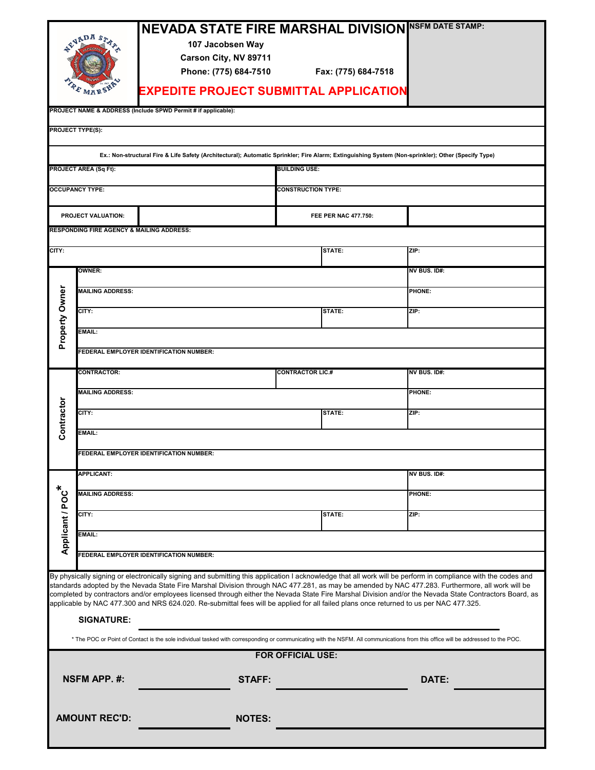# NEVADA STATE FIRE MARSHAL DIVISION

107 Jacobsen Way
Carson City, NV 89711
Phone: (775) 684-7510 Fax: (775) 684-7518

**NSFM DATE STAMP:**

## EXPEDITE PROJECT SUBMITTAL APPLICATION

| | | | |
|---|---|---|---|
| **PROJECT NAME & ADDRESS (Include SPWD Permit # if applicable):** | | | |
| **PROJECT TYPE(S):** | | | |
| Ex.: Non-structural Fire & Life Safety (Architectural); Automatic Sprinkler; Fire Alarm; Extinguishing System (Non-sprinkler); Other (Specify Type) | | | |
| **PROJECT AREA (Sq Ft):** | | **BUILDING USE:** | |
| **OCCUPANCY TYPE:** | | **CONSTRUCTION TYPE:** | |
| **PROJECT VALUATION:** | | **FEE PER NAC 477.750:** | |
| **RESPONDING FIRE AGENCY & MAILING ADDRESS:** | | | |
| **CITY:** | | **STATE:** | **ZIP:** |

**Property Owner**

| | | |
|---|---|---|
| **OWNER:** | | **NV BUS. ID#:** |
| **MAILING ADDRESS:** | | **PHONE:** |
| **CITY:** | **STATE:** | **ZIP:** |
| **EMAIL:** | | |
| **FEDERAL EMPLOYER IDENTIFICATION NUMBER:** | | |

**Contractor**

| | | |
|---|---|---|
| **CONTRACTOR:** | **CONTRACTOR LIC.#** | **NV BUS. ID#:** |
| **MAILING ADDRESS:** | | **PHONE:** |
| **CITY:** | **STATE:** | **ZIP:** |
| **EMAIL:** | | |
| **FEDERAL EMPLOYER IDENTIFICATION NUMBER:** | | |

**Applicant / POC***

| | | |
|---|---|---|
| **APPLICANT:** | | **NV BUS. ID#:** |
| **MAILING ADDRESS:** | | **PHONE:** |
| **CITY:** | **STATE:** | **ZIP:** |
| **EMAIL:** | | |
| **FEDERAL EMPLOYER IDENTIFICATION NUMBER:** | | |

By physically signing or electronically signing and submitting this application I acknowledge that all work will be perform in compliance with the codes and standards adopted by the Nevada State Fire Marshal Division through NAC 477.281, as may be amended by NAC 477.283. Furthermore, all work will be completed by contractors and/or employees licensed through either the Nevada State Fire Marshal Division and/or the Nevada State Contractors Board, as applicable by NAC 477.300 and NRS 624.020. Re-submittal fees will be applied for all failed plans once returned to us per NAC 477.325.

**SIGNATURE:** ______________________________

* The POC or Point of Contact is the sole individual tasked with corresponding or communicating with the NSFM. All communications from this office will be addressed to the POC.

**FOR OFFICIAL USE:**

**NSFM APP. #:** __________ **STAFF:** __________ **DATE:** __________

**AMOUNT REC'D:** __________ **NOTES:** __________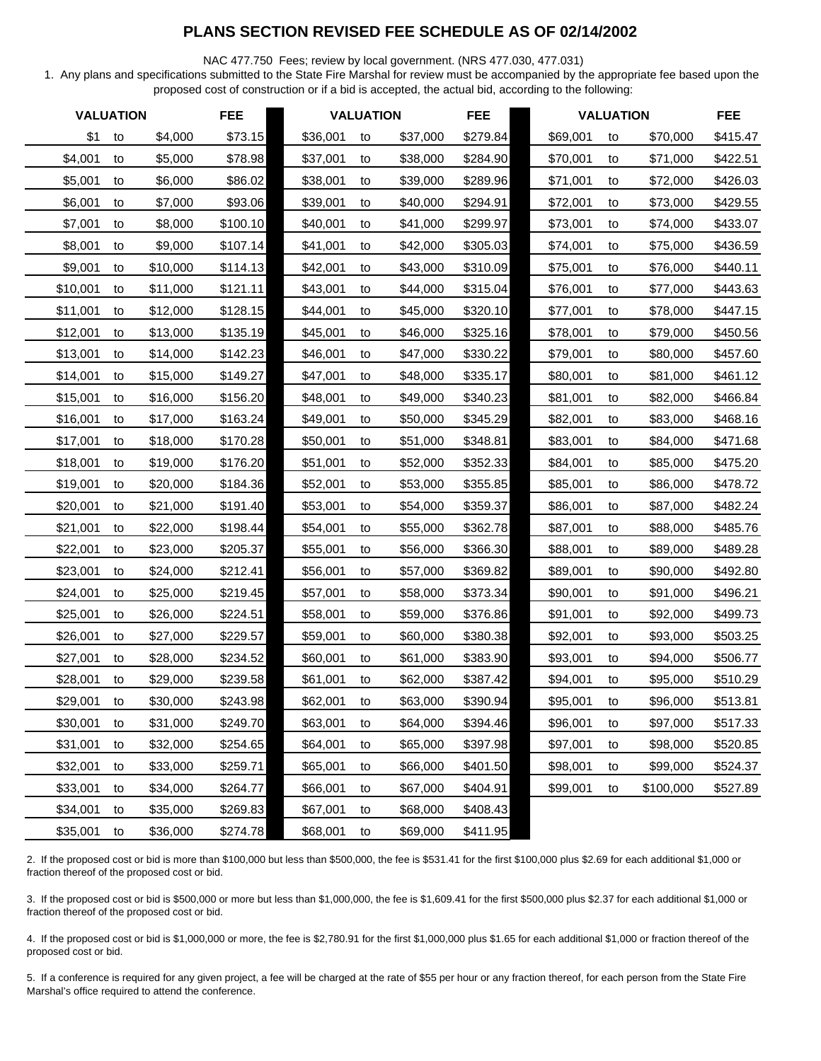## PLANS SECTION REVISED FEE SCHEDULE AS OF 02/14/2002

NAC 477.750 Fees; review by local government. (NRS 477.030, 477.031)

1. Any plans and specifications submitted to the State Fire Marshal for review must be accompanied by the appropriate fee based upon the proposed cost of construction or if a bid is accepted, the actual bid, according to the following:

| VALUATION | | | FEE | VALUATION | | | FEE | VALUATION | | | FEE |
|---|---|---|---|---|---|---|---|---|---|---|---|
| $1 | to | $4,000 | $73.15 | $36,001 | to | $37,000 | $279.84 | $69,001 | to | $70,000 | $415.47 |
| $4,001 | to | $5,000 | $78.98 | $37,001 | to | $38,000 | $284.90 | $70,001 | to | $71,000 | $422.51 |
| $5,001 | to | $6,000 | $86.02 | $38,001 | to | $39,000 | $289.96 | $71,001 | to | $72,000 | $426.03 |
| $6,001 | to | $7,000 | $93.06 | $39,001 | to | $40,000 | $294.91 | $72,001 | to | $73,000 | $429.55 |
| $7,001 | to | $8,000 | $100.10 | $40,001 | to | $41,000 | $299.97 | $73,001 | to | $74,000 | $433.07 |
| $8,001 | to | $9,000 | $107.14 | $41,001 | to | $42,000 | $305.03 | $74,001 | to | $75,000 | $436.59 |
| $9,001 | to | $10,000 | $114.13 | $42,001 | to | $43,000 | $310.09 | $75,001 | to | $76,000 | $440.11 |
| $10,001 | to | $11,000 | $121.11 | $43,001 | to | $44,000 | $315.04 | $76,001 | to | $77,000 | $443.63 |
| $11,001 | to | $12,000 | $128.15 | $44,001 | to | $45,000 | $320.10 | $77,001 | to | $78,000 | $447.15 |
| $12,001 | to | $13,000 | $135.19 | $45,001 | to | $46,000 | $325.16 | $78,001 | to | $79,000 | $450.56 |
| $13,001 | to | $14,000 | $142.23 | $46,001 | to | $47,000 | $330.22 | $79,001 | to | $80,000 | $457.60 |
| $14,001 | to | $15,000 | $149.27 | $47,001 | to | $48,000 | $335.17 | $80,001 | to | $81,000 | $461.12 |
| $15,001 | to | $16,000 | $156.20 | $48,001 | to | $49,000 | $340.23 | $81,001 | to | $82,000 | $466.84 |
| $16,001 | to | $17,000 | $163.24 | $49,001 | to | $50,000 | $345.29 | $82,001 | to | $83,000 | $468.16 |
| $17,001 | to | $18,000 | $170.28 | $50,001 | to | $51,000 | $348.81 | $83,001 | to | $84,000 | $471.68 |
| $18,001 | to | $19,000 | $176.20 | $51,001 | to | $52,000 | $352.33 | $84,001 | to | $85,000 | $475.20 |
| $19,001 | to | $20,000 | $184.36 | $52,001 | to | $53,000 | $355.85 | $85,001 | to | $86,000 | $478.72 |
| $20,001 | to | $21,000 | $191.40 | $53,001 | to | $54,000 | $359.37 | $86,001 | to | $87,000 | $482.24 |
| $21,001 | to | $22,000 | $198.44 | $54,001 | to | $55,000 | $362.78 | $87,001 | to | $88,000 | $485.76 |
| $22,001 | to | $23,000 | $205.37 | $55,001 | to | $56,000 | $366.30 | $88,001 | to | $89,000 | $489.28 |
| $23,001 | to | $24,000 | $212.41 | $56,001 | to | $57,000 | $369.82 | $89,001 | to | $90,000 | $492.80 |
| $24,001 | to | $25,000 | $219.45 | $57,001 | to | $58,000 | $373.34 | $90,001 | to | $91,000 | $496.21 |
| $25,001 | to | $26,000 | $224.51 | $58,001 | to | $59,000 | $376.86 | $91,001 | to | $92,000 | $499.73 |
| $26,001 | to | $27,000 | $229.57 | $59,001 | to | $60,000 | $380.38 | $92,001 | to | $93,000 | $503.25 |
| $27,001 | to | $28,000 | $234.52 | $60,001 | to | $61,000 | $383.90 | $93,001 | to | $94,000 | $506.77 |
| $28,001 | to | $29,000 | $239.58 | $61,001 | to | $62,000 | $387.42 | $94,001 | to | $95,000 | $510.29 |
| $29,001 | to | $30,000 | $243.98 | $62,001 | to | $63,000 | $390.94 | $95,001 | to | $96,000 | $513.81 |
| $30,001 | to | $31,000 | $249.70 | $63,001 | to | $64,000 | $394.46 | $96,001 | to | $97,000 | $517.33 |
| $31,001 | to | $32,000 | $254.65 | $64,001 | to | $65,000 | $397.98 | $97,001 | to | $98,000 | $520.85 |
| $32,001 | to | $33,000 | $259.71 | $65,001 | to | $66,000 | $401.50 | $98,001 | to | $99,000 | $524.37 |
| $33,001 | to | $34,000 | $264.77 | $66,001 | to | $67,000 | $404.91 | $99,001 | to | $100,000 | $527.89 |
| $34,001 | to | $35,000 | $269.83 | $67,001 | to | $68,000 | $408.43 | | | | |
| $35,001 | to | $36,000 | $274.78 | $68,001 | to | $69,000 | $411.95 | | | | |

2. If the proposed cost or bid is more than $100,000 but less than $500,000, the fee is $531.41 for the first $100,000 plus $2.69 for each additional $1,000 or fraction thereof of the proposed cost or bid.

3. If the proposed cost or bid is $500,000 or more but less than $1,000,000, the fee is $1,609.41 for the first $500,000 plus $2.37 for each additional $1,000 or fraction thereof of the proposed cost or bid.

4. If the proposed cost or bid is $1,000,000 or more, the fee is $2,780.91 for the first $1,000,000 plus $1.65 for each additional $1,000 or fraction thereof of the proposed cost or bid.

5. If a conference is required for any given project, a fee will be charged at the rate of $55 per hour or any fraction thereof, for each person from the State Fire Marshal's office required to attend the conference.